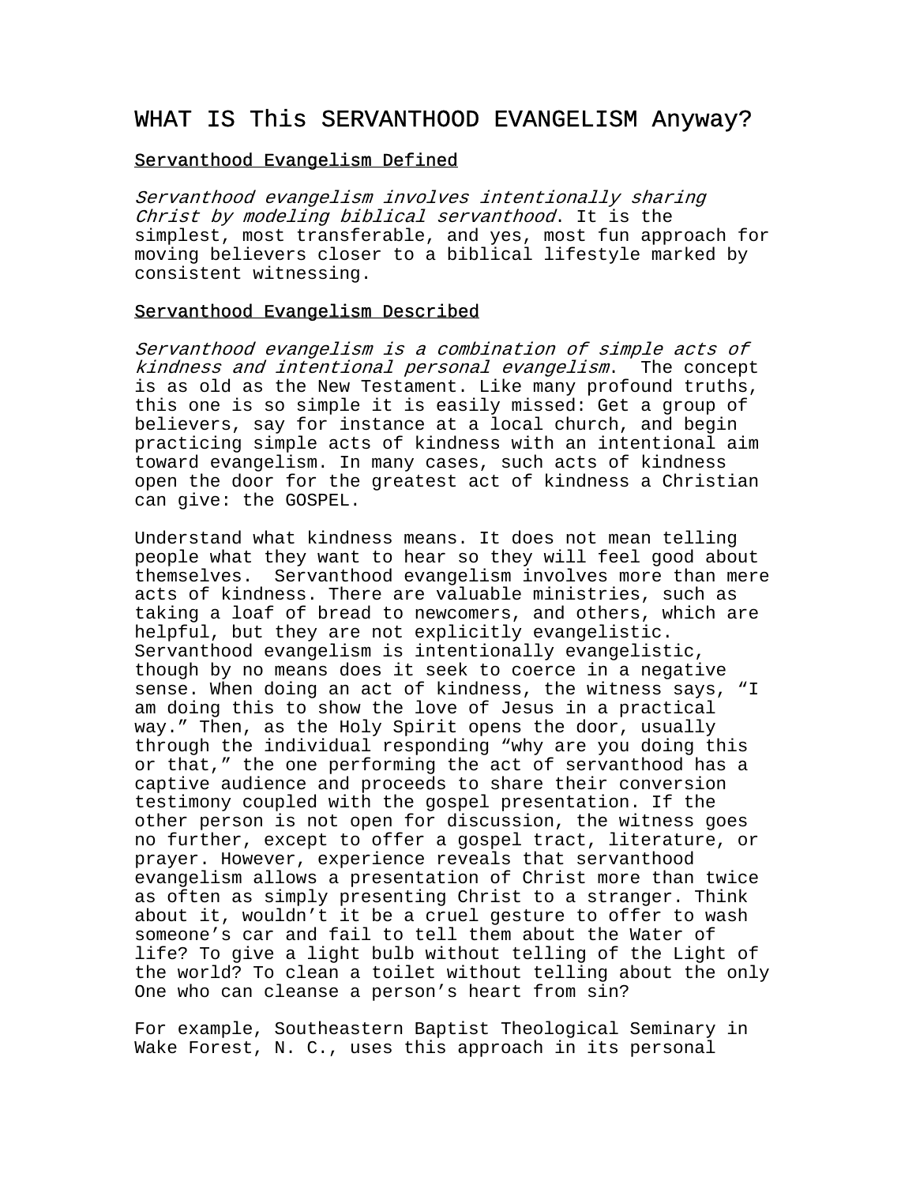# WHAT IS This SERVANTHOOD EVANGELISM Anyway?

## Servanthood Evangelism Defined

*Servanthood evangelism involves intentionally sharing Christ by modeling biblical servanthood*. It is the simplest, most transferable, and yes, most fun approach for moving believers closer to a biblical lifestyle marked by consistent witnessing.

## Servanthood Evangelism Described

*Servanthood evangelism is a combination of simple acts of kindness and intentional personal evangelism*. The concept is as old as the New Testament. Like many profound truths, this one is so simple it is easily missed: Get a group of believers, say for instance at a local church, and begin practicing simple acts of kindness with an intentional aim toward evangelism. In many cases, such acts of kindness open the door for the greatest act of kindness a Christian can give: the GOSPEL.

Understand what kindness means. It does not mean telling people what they want to hear so they will feel good about themselves. Servanthood evangelism involves more than mere acts of kindness. There are valuable ministries, such as taking a loaf of bread to newcomers, and others, which are helpful, but they are not explicitly evangelistic. Servanthood evangelism is intentionally evangelistic, though by no means does it seek to coerce in a negative sense. When doing an act of kindness, the witness says, "I am doing this to show the love of Jesus in a practical way." Then, as the Holy Spirit opens the door, usually through the individual responding "why are you doing this or that," the one performing the act of servanthood has a captive audience and proceeds to share their conversion testimony coupled with the gospel presentation. If the other person is not open for discussion, the witness goes no further, except to offer a gospel tract, literature, or prayer. However, experience reveals that servanthood evangelism allows a presentation of Christ more than twice as often as simply presenting Christ to a stranger. Think about it, wouldn't it be a cruel gesture to offer to wash someone's car and fail to tell them about the Water of life? To give a light bulb without telling of the Light of the world? To clean a toilet without telling about the only One who can cleanse a person's heart from sin?

For example, Southeastern Baptist Theological Seminary in Wake Forest, N. C., uses this approach in its personal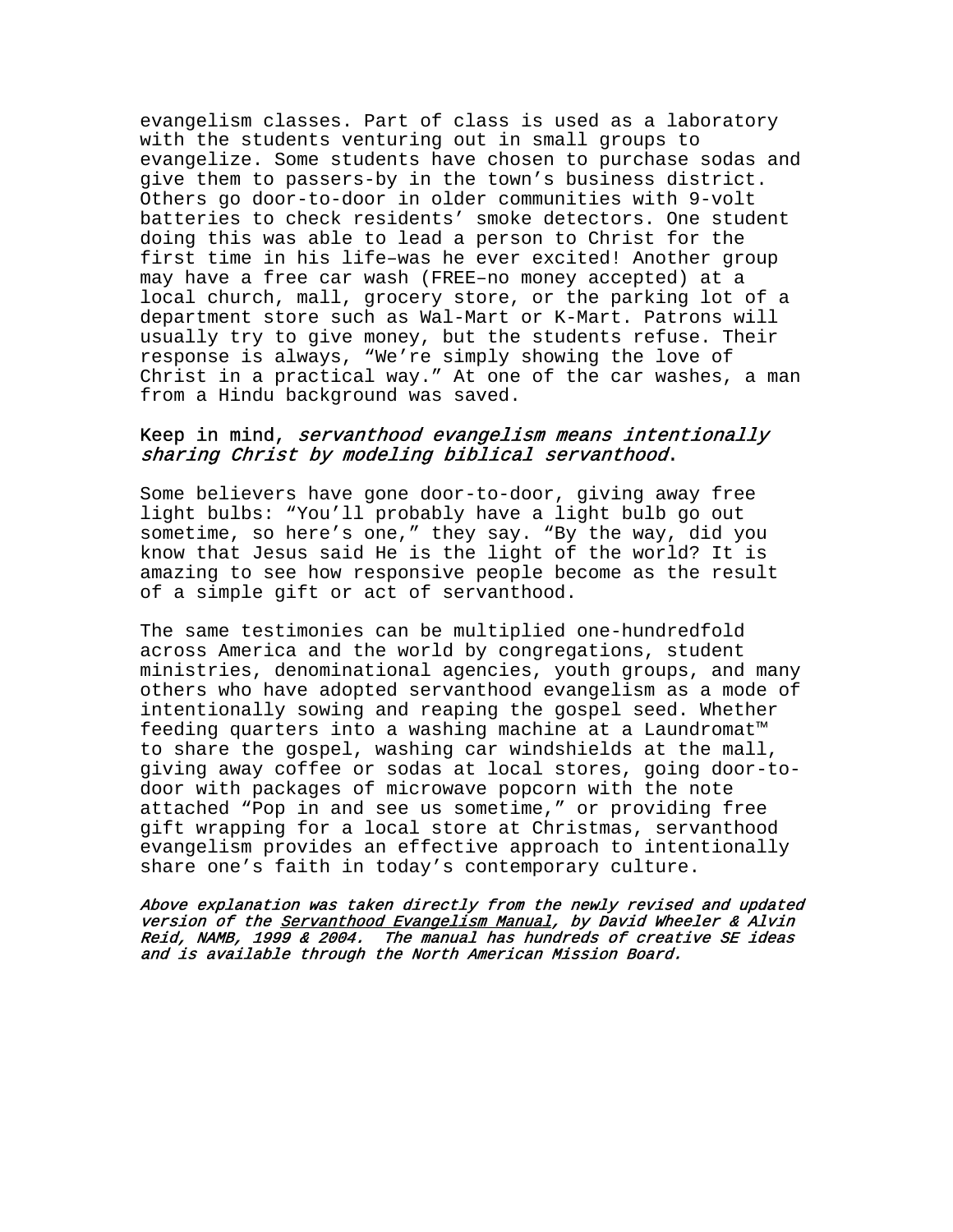evangelism classes. Part of class is used as a laboratory with the students venturing out in small groups to evangelize. Some students have chosen to purchase sodas and give them to passers-by in the town's business district. Others go door-to-door in older communities with 9-volt batteries to check residents' smoke detectors. One student doing this was able to lead a person to Christ for the first time in his life–was he ever excited! Another group may have a free car wash (FREE–no money accepted) at a local church, mall, grocery store, or the parking lot of a department store such as Wal-Mart or K-Mart. Patrons will usually try to give money, but the students refuse. Their response is always, "We're simply showing the love of Christ in a practical way." At one of the car washes, a man from a Hindu background was saved.

Keep in mind, *servanthood evangelism means intentionally sharing Christ by modeling biblical servanthood*.

Some believers have gone door-to-door, giving away free light bulbs: "You'll probably have a light bulb go out sometime, so here's one," they say. "By the way, did you know that Jesus said He is the light of the world? It is amazing to see how responsive people become as the result of a simple gift or act of servanthood.

The same testimonies can be multiplied one-hundredfold across America and the world by congregations, student ministries, denominational agencies, youth groups, and many others who have adopted servanthood evangelism as a mode of intentionally sowing and reaping the gospel seed. Whether feeding quarters into a washing machine at a Laundromat™ to share the gospel, washing car windshields at the mall, giving away coffee or sodas at local stores, going door-to-door with packages of microwave popcorn with the note attached "Pop in and see us sometime," or providing free gift wrapping for a local store at Christmas, servanthood evangelism provides an effective approach to intentionally share one's faith in today's contemporary culture.

*Above explanation was taken directly from the newly revised and updated version of the Servanthood Evangelism Manual, by David Wheeler & Alvin Reid, NAMB, 1999 & 2004. The manual has hundreds of creative SE ideas and is available through the North American Mission Board.*